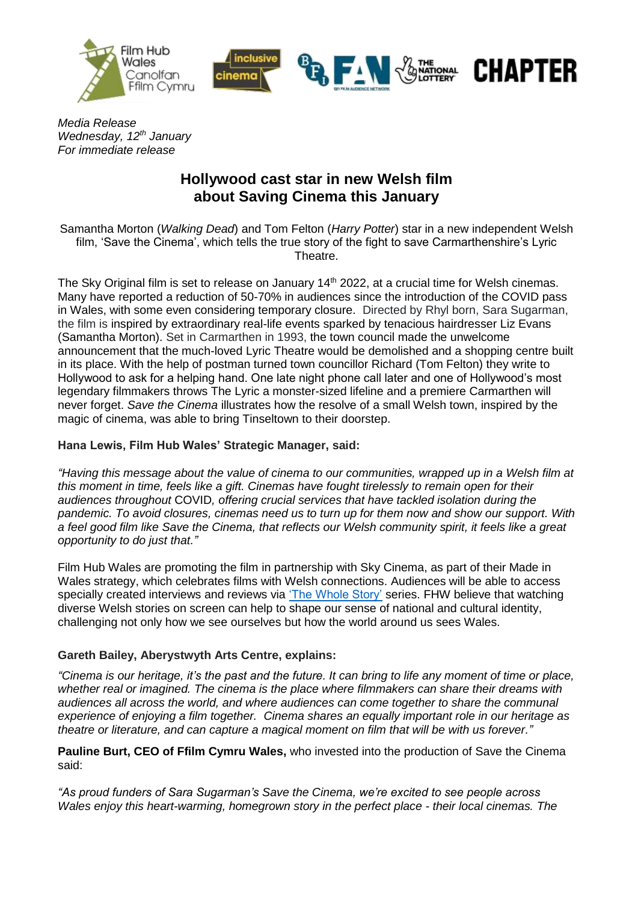*Media Release*
*Wednesday, 12th January*
*For immediate release*

# Hollywood cast star in new Welsh film about Saving Cinema this January

Samantha Morton (*Walking Dead*) and Tom Felton (*Harry Potter*) star in a new independent Welsh film, 'Save the Cinema', which tells the true story of the fight to save Carmarthenshire's Lyric Theatre.

The Sky Original film is set to release on January 14th 2022, at a crucial time for Welsh cinemas. Many have reported a reduction of 50-70% in audiences since the introduction of the COVID pass in Wales, with some even considering temporary closure. Directed by Rhyl born, Sara Sugarman, the film is inspired by extraordinary real-life events sparked by tenacious hairdresser Liz Evans (Samantha Morton). Set in Carmarthen in 1993, the town council made the unwelcome announcement that the much-loved Lyric Theatre would be demolished and a shopping centre built in its place. With the help of postman turned town councillor Richard (Tom Felton) they write to Hollywood to ask for a helping hand. One late night phone call later and one of Hollywood's most legendary filmmakers throws The Lyric a monster-sized lifeline and a premiere Carmarthen will never forget. *Save the Cinema* illustrates how the resolve of a small Welsh town, inspired by the magic of cinema, was able to bring Tinseltown to their doorstep.

**Hana Lewis, Film Hub Wales' Strategic Manager, said:**

*"Having this message about the value of cinema to our communities, wrapped up in a Welsh film at this moment in time, feels like a gift. Cinemas have fought tirelessly to remain open for their audiences throughout* COVID*, offering crucial services that have tackled isolation during the pandemic. To avoid closures, cinemas need us to turn up for them now and show our support. With a feel good film like Save the Cinema, that reflects our Welsh community spirit, it feels like a great opportunity to do just that."*

Film Hub Wales are promoting the film in partnership with Sky Cinema, as part of their Made in Wales strategy, which celebrates films with Welsh connections. Audiences will be able to access specially created interviews and reviews via 'The Whole Story' series. FHW believe that watching diverse Welsh stories on screen can help to shape our sense of national and cultural identity, challenging not only how we see ourselves but how the world around us sees Wales.

**Gareth Bailey, Aberystwyth Arts Centre, explains:**

*"Cinema is our heritage, it's the past and the future. It can bring to life any moment of time or place, whether real or imagined. The cinema is the place where filmmakers can share their dreams with audiences all across the world, and where audiences can come together to share the communal experience of enjoying a film together. Cinema shares an equally important role in our heritage as theatre or literature, and can capture a magical moment on film that will be with us forever."*

**Pauline Burt, CEO of Ffilm Cymru Wales,** who invested into the production of Save the Cinema said:

*"As proud funders of Sara Sugarman's Save the Cinema, we're excited to see people across Wales enjoy this heart-warming, homegrown story in the perfect place - their local cinemas. The*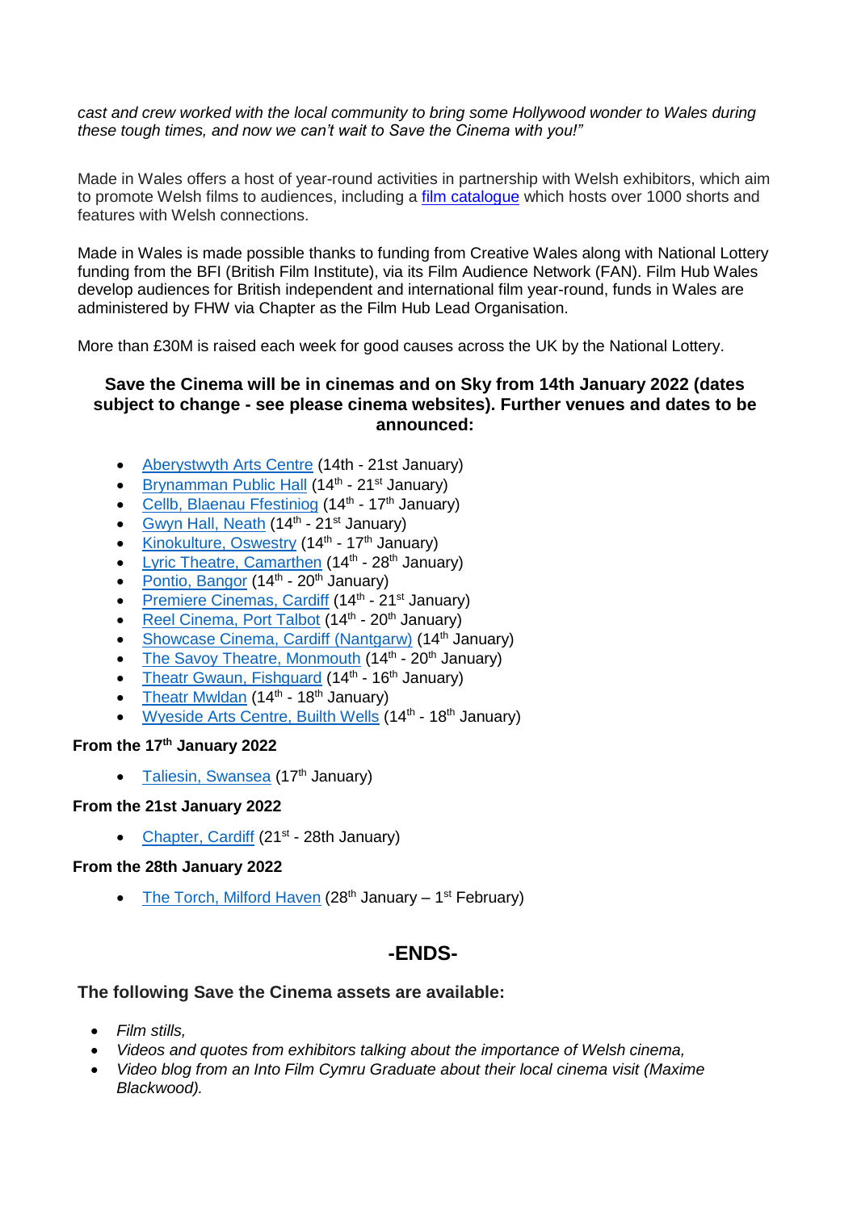*cast and crew worked with the local community to bring some Hollywood wonder to Wales during these tough times, and now we can't wait to Save the Cinema with you!"*

Made in Wales offers a host of year-round activities in partnership with Welsh exhibitors, which aim to promote Welsh films to audiences, including a [film catalogue] which hosts over 1000 shorts and features with Welsh connections.

Made in Wales is made possible thanks to funding from Creative Wales along with National Lottery funding from the BFI (British Film Institute), via its Film Audience Network (FAN). Film Hub Wales develop audiences for British independent and international film year-round, funds in Wales are administered by FHW via Chapter as the Film Hub Lead Organisation.

More than £30M is raised each week for good causes across the UK by the National Lottery.

**Save the Cinema will be in cinemas and on Sky from 14th January 2022 (dates subject to change - see please cinema websites). Further venues and dates to be announced:**

- Aberystwyth Arts Centre (14th - 21st January)
- Brynamman Public Hall (14th - 21st January)
- Cellb, Blaenau Ffestiniog (14th - 17th January)
- Gwyn Hall, Neath (14th - 21st January)
- Kinokulture, Oswestry (14th - 17th January)
- Lyric Theatre, Camarthen (14th - 28th January)
- Pontio, Bangor (14th - 20th January)
- Premiere Cinemas, Cardiff (14th - 21st January)
- Reel Cinema, Port Talbot (14th - 20th January)
- Showcase Cinema, Cardiff (Nantgarw) (14th January)
- The Savoy Theatre, Monmouth (14th - 20th January)
- Theatr Gwaun, Fishguard (14th - 16th January)
- Theatr Mwldan (14th - 18th January)
- Wyeside Arts Centre, Builth Wells (14th - 18th January)

**From the 17th January 2022**

- Taliesin, Swansea (17th January)

**From the 21st January 2022**

- Chapter, Cardiff (21st - 28th January)

**From the 28th January 2022**

- The Torch, Milford Haven (28th January – 1st February)

## -ENDS-

**The following Save the Cinema assets are available:**

- *Film stills,*
- *Videos and quotes from exhibitors talking about the importance of Welsh cinema,*
- *Video blog from an Into Film Cymru Graduate about their local cinema visit (Maxime Blackwood).*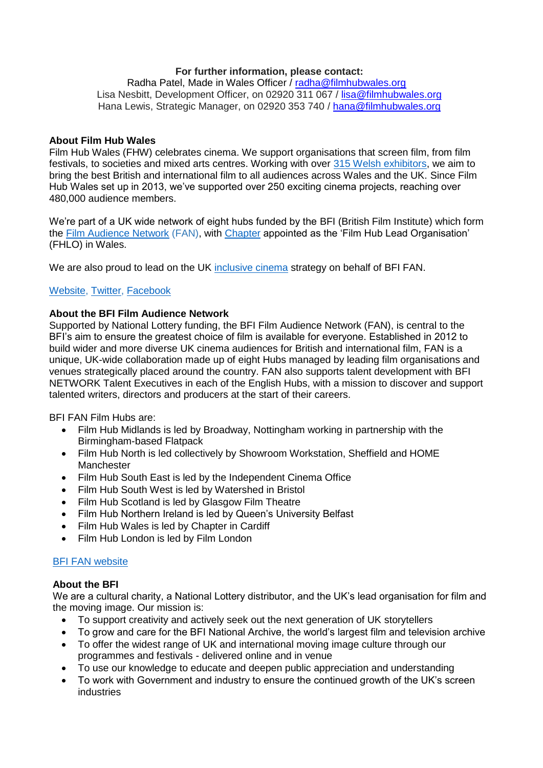**For further information, please contact:**

Radha Patel, Made in Wales Officer / radha@filmhubwales.org
Lisa Nesbitt, Development Officer, on 02920 311 067 / lisa@filmhubwales.org
Hana Lewis, Strategic Manager, on 02920 353 740 / hana@filmhubwales.org

**About Film Hub Wales**

Film Hub Wales (FHW) celebrates cinema. We support organisations that screen film, from film festivals, to societies and mixed arts centres. Working with over 315 Welsh exhibitors, we aim to bring the best British and international film to all audiences across Wales and the UK. Since Film Hub Wales set up in 2013, we've supported over 250 exciting cinema projects, reaching over 480,000 audience members.

We're part of a UK wide network of eight hubs funded by the BFI (British Film Institute) which form the Film Audience Network (FAN), with Chapter appointed as the 'Film Hub Lead Organisation' (FHLO) in Wales.

We are also proud to lead on the UK inclusive cinema strategy on behalf of BFI FAN.

Website, Twitter, Facebook

**About the BFI Film Audience Network**

Supported by National Lottery funding, the BFI Film Audience Network (FAN), is central to the BFI's aim to ensure the greatest choice of film is available for everyone. Established in 2012 to build wider and more diverse UK cinema audiences for British and international film, FAN is a unique, UK-wide collaboration made up of eight Hubs managed by leading film organisations and venues strategically placed around the country. FAN also supports talent development with BFI NETWORK Talent Executives in each of the English Hubs, with a mission to discover and support talented writers, directors and producers at the start of their careers.

BFI FAN Film Hubs are:

- Film Hub Midlands is led by Broadway, Nottingham working in partnership with the Birmingham-based Flatpack
- Film Hub North is led collectively by Showroom Workstation, Sheffield and HOME Manchester
- Film Hub South East is led by the Independent Cinema Office
- Film Hub South West is led by Watershed in Bristol
- Film Hub Scotland is led by Glasgow Film Theatre
- Film Hub Northern Ireland is led by Queen's University Belfast
- Film Hub Wales is led by Chapter in Cardiff
- Film Hub London is led by Film London

BFI FAN website

**About the BFI**

We are a cultural charity, a National Lottery distributor, and the UK's lead organisation for film and the moving image. Our mission is:

- To support creativity and actively seek out the next generation of UK storytellers
- To grow and care for the BFI National Archive, the world's largest film and television archive
- To offer the widest range of UK and international moving image culture through our programmes and festivals - delivered online and in venue
- To use our knowledge to educate and deepen public appreciation and understanding
- To work with Government and industry to ensure the continued growth of the UK's screen industries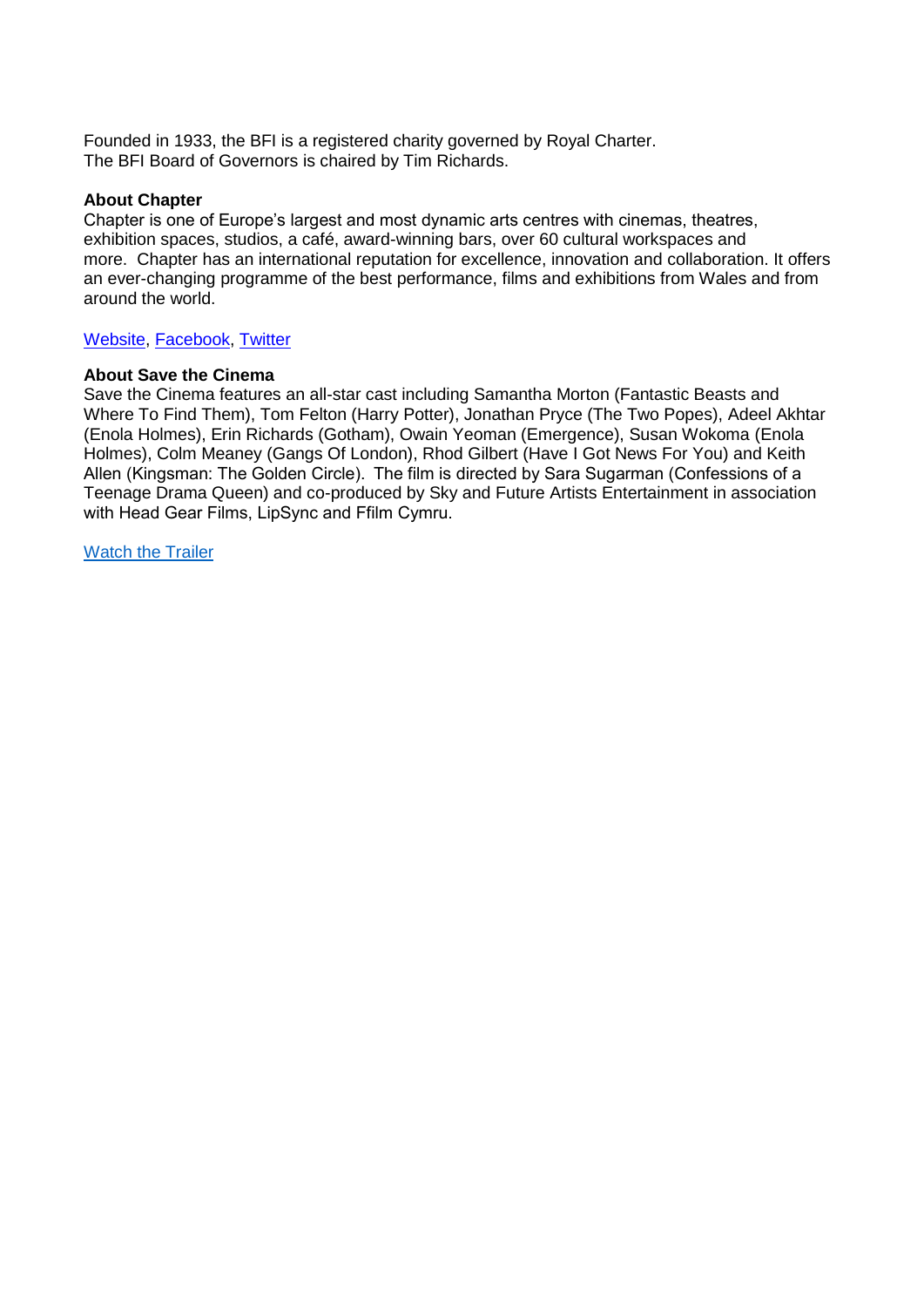Founded in 1933, the BFI is a registered charity governed by Royal Charter.
The BFI Board of Governors is chaired by Tim Richards.

**About Chapter**

Chapter is one of Europe's largest and most dynamic arts centres with cinemas, theatres, exhibition spaces, studios, a café, award-winning bars, over 60 cultural workspaces and more. Chapter has an international reputation for excellence, innovation and collaboration. It offers an ever-changing programme of the best performance, films and exhibitions from Wales and from around the world.

Website, Facebook, Twitter

**About Save the Cinema**

Save the Cinema features an all-star cast including Samantha Morton (Fantastic Beasts and Where To Find Them), Tom Felton (Harry Potter), Jonathan Pryce (The Two Popes), Adeel Akhtar (Enola Holmes), Erin Richards (Gotham), Owain Yeoman (Emergence), Susan Wokoma (Enola Holmes), Colm Meaney (Gangs Of London), Rhod Gilbert (Have I Got News For You) and Keith Allen (Kingsman: The Golden Circle). The film is directed by Sara Sugarman (Confessions of a Teenage Drama Queen) and co-produced by Sky and Future Artists Entertainment in association with Head Gear Films, LipSync and Ffilm Cymru.

Watch the Trailer